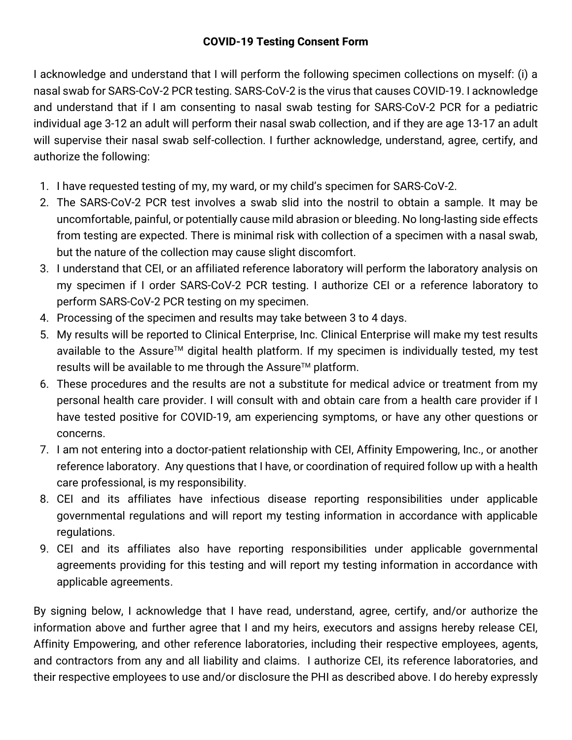**COVID-19 Testing Consent Form**

I acknowledge and understand that I will perform the following specimen collections on myself: (i) a nasal swab for SARS-CoV-2 PCR testing. SARS-CoV-2 is the virus that causes COVID-19. I acknowledge and understand that if I am consenting to nasal swab testing for SARS-CoV-2 PCR for a pediatric individual age 3-12 an adult will perform their nasal swab collection, and if they are age 13-17 an adult will supervise their nasal swab self-collection. I further acknowledge, understand, agree, certify, and authorize the following:

1. I have requested testing of my, my ward, or my child's specimen for SARS-CoV-2.
2. The SARS-CoV-2 PCR test involves a swab slid into the nostril to obtain a sample. It may be uncomfortable, painful, or potentially cause mild abrasion or bleeding. No long-lasting side effects from testing are expected. There is minimal risk with collection of a specimen with a nasal swab, but the nature of the collection may cause slight discomfort.
3. I understand that CEI, or an affiliated reference laboratory will perform the laboratory analysis on my specimen if I order SARS-CoV-2 PCR testing. I authorize CEI or a reference laboratory to perform SARS-CoV-2 PCR testing on my specimen.
4. Processing of the specimen and results may take between 3 to 4 days.
5. My results will be reported to Clinical Enterprise, Inc. Clinical Enterprise will make my test results available to the Assure™ digital health platform. If my specimen is individually tested, my test results will be available to me through the Assure™ platform.
6. These procedures and the results are not a substitute for medical advice or treatment from my personal health care provider. I will consult with and obtain care from a health care provider if I have tested positive for COVID-19, am experiencing symptoms, or have any other questions or concerns.
7. I am not entering into a doctor-patient relationship with CEI, Affinity Empowering, Inc., or another reference laboratory. Any questions that I have, or coordination of required follow up with a health care professional, is my responsibility.
8. CEI and its affiliates have infectious disease reporting responsibilities under applicable governmental regulations and will report my testing information in accordance with applicable regulations.
9. CEI and its affiliates also have reporting responsibilities under applicable governmental agreements providing for this testing and will report my testing information in accordance with applicable agreements.

By signing below, I acknowledge that I have read, understand, agree, certify, and/or authorize the information above and further agree that I and my heirs, executors and assigns hereby release CEI, Affinity Empowering, and other reference laboratories, including their respective employees, agents, and contractors from any and all liability and claims. I authorize CEI, its reference laboratories, and their respective employees to use and/or disclosure the PHI as described above. I do hereby expressly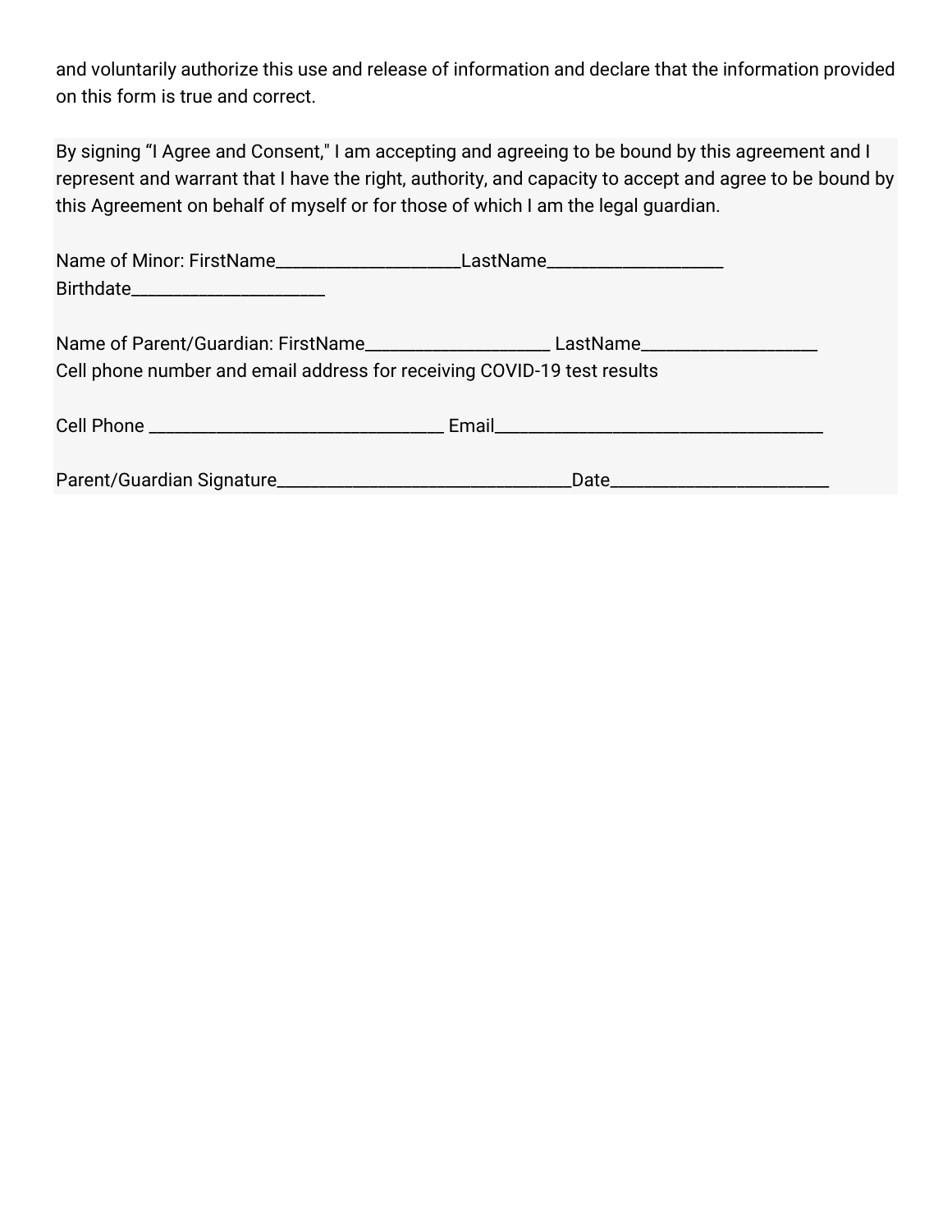and voluntarily authorize this use and release of information and declare that the information provided on this form is true and correct.

By signing “I Agree and Consent," I am accepting and agreeing to be bound by this agreement and I represent and warrant that I have the right, authority, and capacity to accept and agree to be bound by this Agreement on behalf of myself or for those of which I am the legal guardian.

Name of Minor: FirstName____________________LastName___________________
Birthdate_____________________

Name of Parent/Guardian: FirstName____________________ LastName___________________
Cell phone number and email address for receiving COVID-19 test results

Cell Phone ________________________________ Email____________________________________

Parent/Guardian Signature________________________________Date________________________